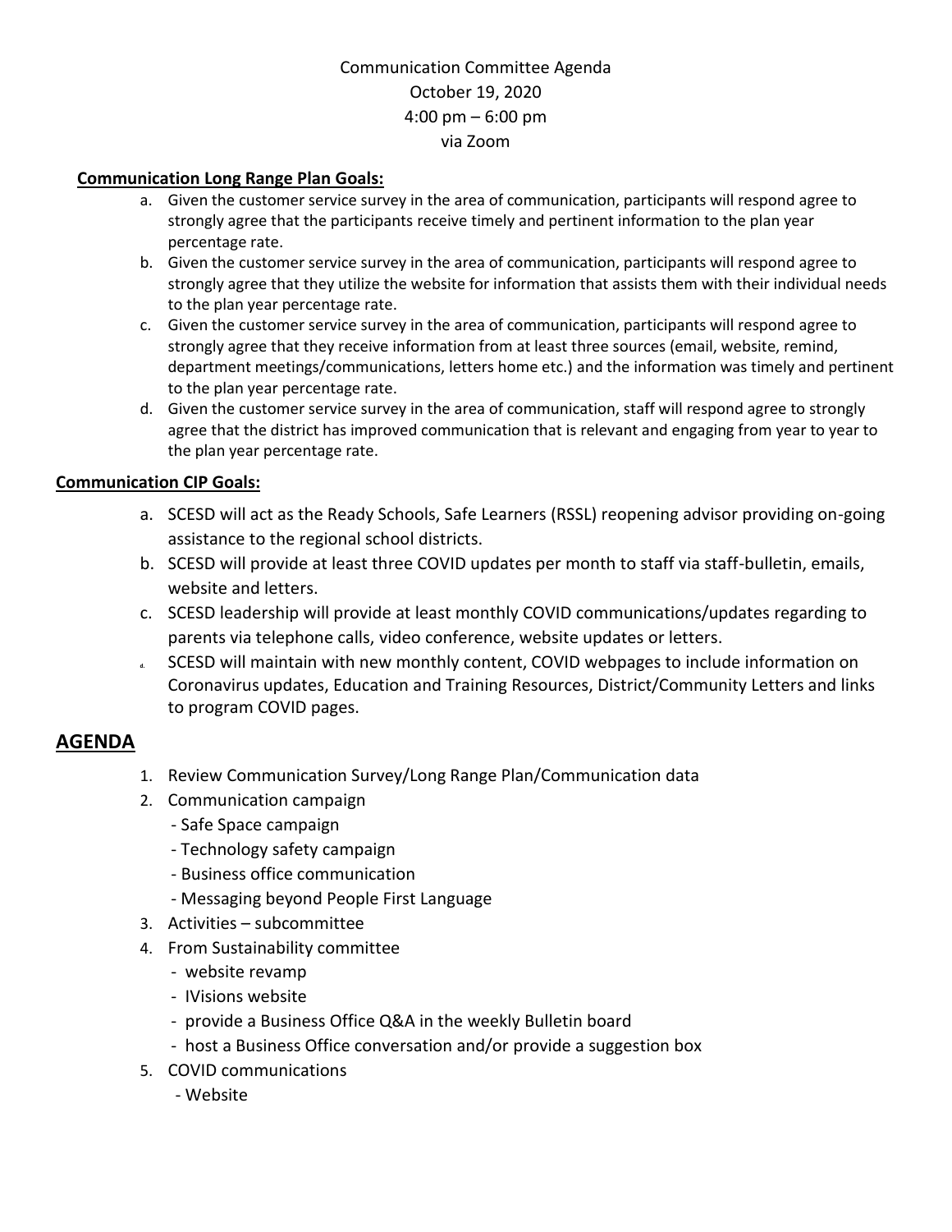Communication Committee Agenda
October 19, 2020
4:00 pm – 6:00 pm
via Zoom

**Communication Long Range Plan Goals:**

a. Given the customer service survey in the area of communication, participants will respond agree to strongly agree that the participants receive timely and pertinent information to the plan year percentage rate.
b. Given the customer service survey in the area of communication, participants will respond agree to strongly agree that they utilize the website for information that assists them with their individual needs to the plan year percentage rate.
c. Given the customer service survey in the area of communication, participants will respond agree to strongly agree that they receive information from at least three sources (email, website, remind, department meetings/communications, letters home etc.) and the information was timely and pertinent to the plan year percentage rate.
d. Given the customer service survey in the area of communication, staff will respond agree to strongly agree that the district has improved communication that is relevant and engaging from year to year to the plan year percentage rate.

**Communication CIP Goals:**

a. SCESD will act as the Ready Schools, Safe Learners (RSSL) reopening advisor providing on-going assistance to the regional school districts.
b. SCESD will provide at least three COVID updates per month to staff via staff-bulletin, emails, website and letters.
c. SCESD leadership will provide at least monthly COVID communications/updates regarding to parents via telephone calls, video conference, website updates or letters.
d. SCESD will maintain with new monthly content, COVID webpages to include information on Coronavirus updates, Education and Training Resources, District/Community Letters and links to program COVID pages.

## AGENDA

1. Review Communication Survey/Long Range Plan/Communication data
2. Communication campaign
   - Safe Space campaign
   - Technology safety campaign
   - Business office communication
   - Messaging beyond People First Language
3. Activities – subcommittee
4. From Sustainability committee
   - website revamp
   - IVisions website
   - provide a Business Office Q&A in the weekly Bulletin board
   - host a Business Office conversation and/or provide a suggestion box
5. COVID communications
   - Website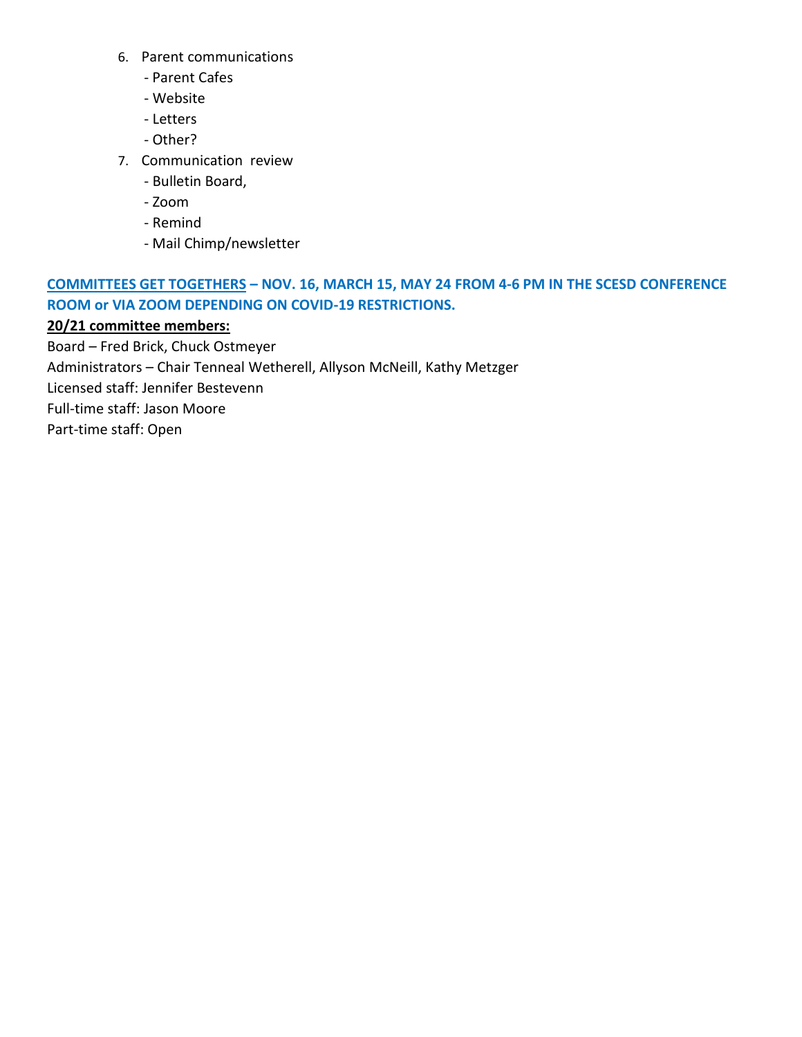6. Parent communications
   - Parent Cafes
   - Website
   - Letters
   - Other?
7. Communication review
   - Bulletin Board,
   - Zoom
   - Remind
   - Mail Chimp/newsletter

**<u>COMMITTEES GET TOGETHERS</u> – NOV. 16, MARCH 15, MAY 24 FROM 4-6 PM IN THE SCESD CONFERENCE ROOM or VIA ZOOM DEPENDING ON COVID-19 RESTRICTIONS.**

**<u>20/21 committee members:</u>**

Board – Fred Brick, Chuck Ostmeyer
Administrators – Chair Tenneal Wetherell, Allyson McNeill, Kathy Metzger
Licensed staff: Jennifer Bestevenn
Full-time staff: Jason Moore
Part-time staff: Open